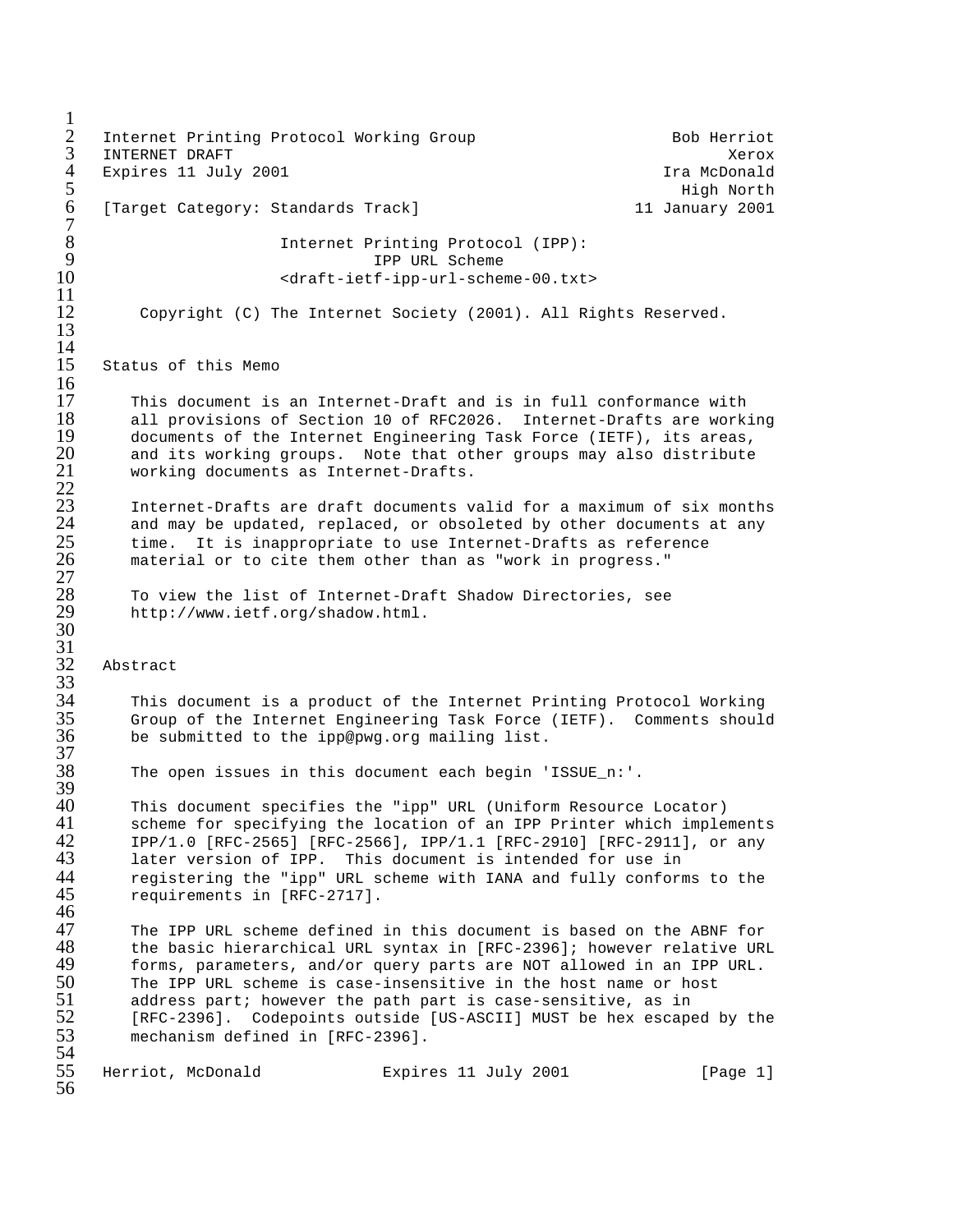Internet Printing Protocol Working Group — Bob Herriot, Xerox
INTERNET DRAFT
Expires 11 July 2001 — Ira McDonald, High North
[Target Category: Standards Track] — 11 January 2001

# Internet Printing Protocol (IPP): IPP URL Scheme

<draft-ietf-ipp-url-scheme-00.txt>

Copyright (C) The Internet Society (2001). All Rights Reserved.

## Status of this Memo

This document is an Internet-Draft and is in full conformance with all provisions of Section 10 of RFC2026. Internet-Drafts are working documents of the Internet Engineering Task Force (IETF), its areas, and its working groups. Note that other groups may also distribute working documents as Internet-Drafts.

Internet-Drafts are draft documents valid for a maximum of six months and may be updated, replaced, or obsoleted by other documents at any time. It is inappropriate to use Internet-Drafts as reference material or to cite them other than as "work in progress."

To view the list of Internet-Draft Shadow Directories, see http://www.ietf.org/shadow.html.

## Abstract

This document is a product of the Internet Printing Protocol Working Group of the Internet Engineering Task Force (IETF). Comments should be submitted to the ipp@pwg.org mailing list.

The open issues in this document each begin 'ISSUE_n:'.

This document specifies the "ipp" URL (Uniform Resource Locator) scheme for specifying the location of an IPP Printer which implements IPP/1.0 [RFC-2565] [RFC-2566], IPP/1.1 [RFC-2910] [RFC-2911], or any later version of IPP. This document is intended for use in registering the "ipp" URL scheme with IANA and fully conforms to the requirements in [RFC-2717].

The IPP URL scheme defined in this document is based on the ABNF for the basic hierarchical URL syntax in [RFC-2396]; however relative URL forms, parameters, and/or query parts are NOT allowed in an IPP URL. The IPP URL scheme is case-insensitive in the host name or host address part; however the path part is case-sensitive, as in [RFC-2396]. Codepoints outside [US-ASCII] MUST be hex escaped by the mechanism defined in [RFC-2396].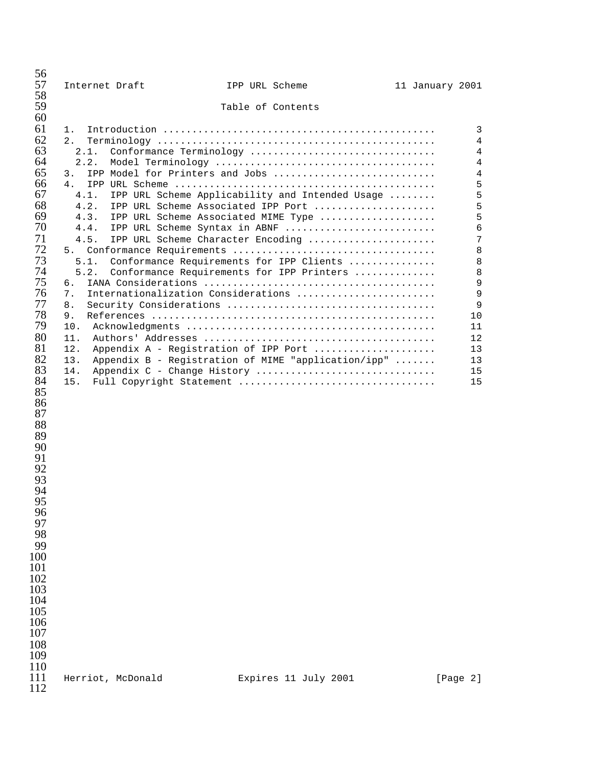Table of Contents

```
1.  Introduction ..............................................    3
2.  Terminology ...............................................    4
  2.1.  Conformance Terminology ...............................    4
  2.2.  Model Terminology .....................................    4
3.  IPP Model for Printers and Jobs ...........................    4
4.  IPP URL Scheme ............................................    5
  4.1.  IPP URL Scheme Applicability and Intended Usage ........    5
  4.2.  IPP URL Scheme Associated IPP Port .....................    5
  4.3.  IPP URL Scheme Associated MIME Type ....................    5
  4.4.  IPP URL Scheme Syntax in ABNF ..........................    6
  4.5.  IPP URL Scheme Character Encoding ......................    7
5.  Conformance Requirements ..................................    8
  5.1.  Conformance Requirements for IPP Clients ..............    8
  5.2.  Conformance Requirements for IPP Printers .............    8
6.  IANA Considerations .......................................    9
7.  Internationalization Considerations .......................    9
8.  Security Considerations ...................................    9
9.  References ................................................   10
10.  Acknowledgments ..........................................   11
11.  Authors' Addresses .......................................   12
12.  Appendix A - Registration of IPP Port ....................   13
13.  Appendix B - Registration of MIME "application/ipp" .......   13
14.  Appendix C - Change History ..............................   15
15.  Full Copyright Statement .................................   15
```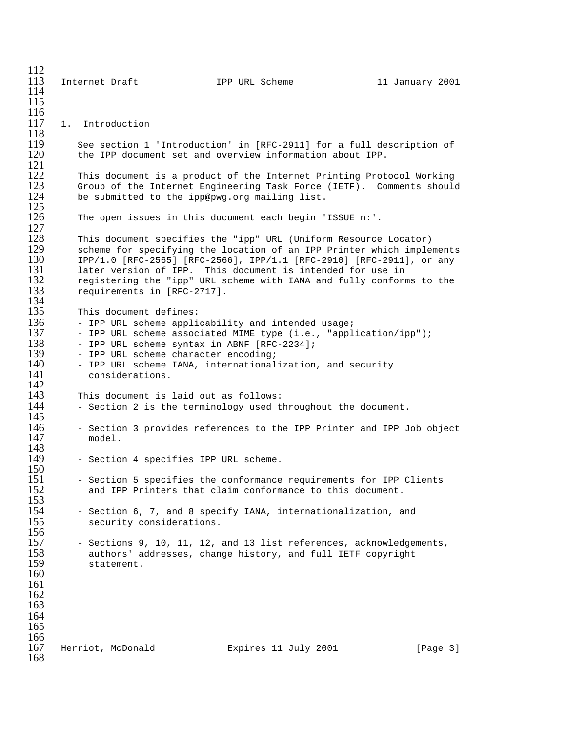## 1. Introduction

See section 1 'Introduction' in [RFC-2911] for a full description of the IPP document set and overview information about IPP.

This document is a product of the Internet Printing Protocol Working Group of the Internet Engineering Task Force (IETF). Comments should be submitted to the ipp@pwg.org mailing list.

The open issues in this document each begin 'ISSUE_n:'.

This document specifies the "ipp" URL (Uniform Resource Locator) scheme for specifying the location of an IPP Printer which implements IPP/1.0 [RFC-2565] [RFC-2566], IPP/1.1 [RFC-2910] [RFC-2911], or any later version of IPP. This document is intended for use in registering the "ipp" URL scheme with IANA and fully conforms to the requirements in [RFC-2717].

This document defines:

- IPP URL scheme applicability and intended usage;
- IPP URL scheme associated MIME type (i.e., "application/ipp");
- IPP URL scheme syntax in ABNF [RFC-2234];
- IPP URL scheme character encoding;
- IPP URL scheme IANA, internationalization, and security considerations.

This document is laid out as follows:

- Section 2 is the terminology used throughout the document.
- Section 3 provides references to the IPP Printer and IPP Job object model.
- Section 4 specifies IPP URL scheme.
- Section 5 specifies the conformance requirements for IPP Clients and IPP Printers that claim conformance to this document.
- Section 6, 7, and 8 specify IANA, internationalization, and security considerations.
- Sections 9, 10, 11, 12, and 13 list references, acknowledgements, authors' addresses, change history, and full IETF copyright statement.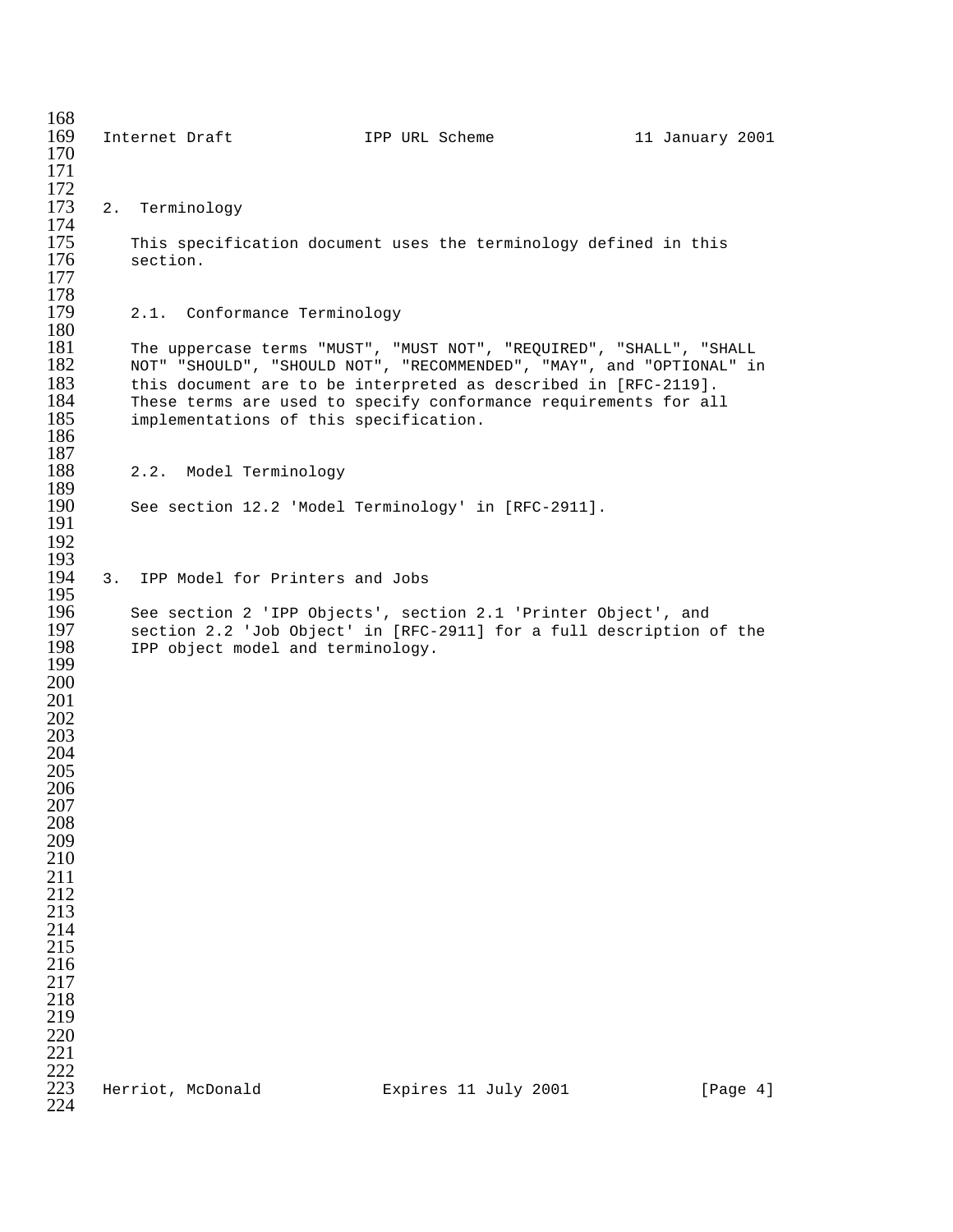## 2. Terminology

This specification document uses the terminology defined in this section.

### 2.1. Conformance Terminology

The uppercase terms "MUST", "MUST NOT", "REQUIRED", "SHALL", "SHALL NOT" "SHOULD", "SHOULD NOT", "RECOMMENDED", "MAY", and "OPTIONAL" in this document are to be interpreted as described in [RFC-2119]. These terms are used to specify conformance requirements for all implementations of this specification.

### 2.2. Model Terminology

See section 12.2 'Model Terminology' in [RFC-2911].

## 3. IPP Model for Printers and Jobs

See section 2 'IPP Objects', section 2.1 'Printer Object', and section 2.2 'Job Object' in [RFC-2911] for a full description of the IPP object model and terminology.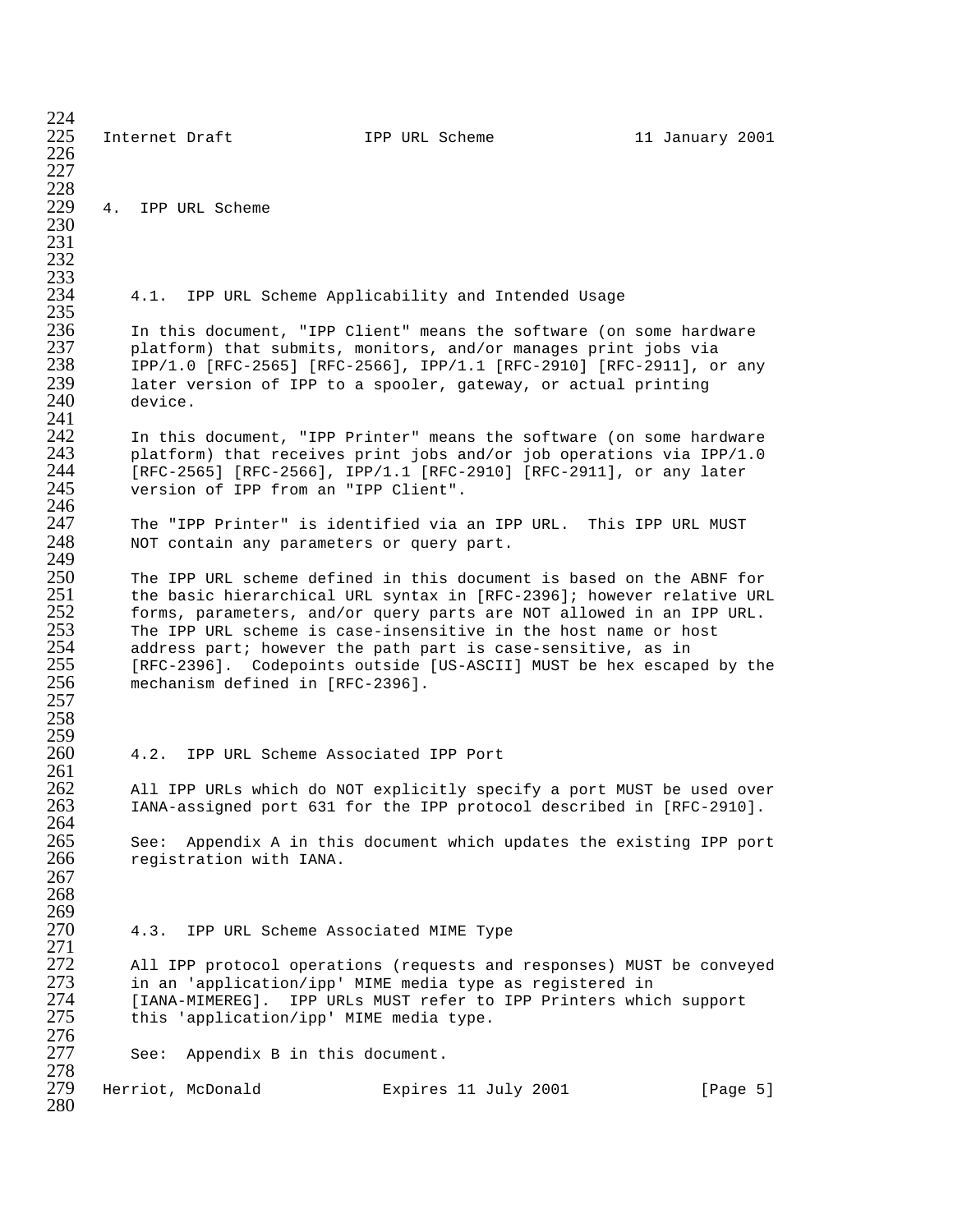# 4. IPP URL Scheme

## 4.1. IPP URL Scheme Applicability and Intended Usage

In this document, "IPP Client" means the software (on some hardware platform) that submits, monitors, and/or manages print jobs via IPP/1.0 [RFC-2565] [RFC-2566], IPP/1.1 [RFC-2910] [RFC-2911], or any later version of IPP to a spooler, gateway, or actual printing device.

In this document, "IPP Printer" means the software (on some hardware platform) that receives print jobs and/or job operations via IPP/1.0 [RFC-2565] [RFC-2566], IPP/1.1 [RFC-2910] [RFC-2911], or any later version of IPP from an "IPP Client".

The "IPP Printer" is identified via an IPP URL. This IPP URL MUST NOT contain any parameters or query part.

The IPP URL scheme defined in this document is based on the ABNF for the basic hierarchical URL syntax in [RFC-2396]; however relative URL forms, parameters, and/or query parts are NOT allowed in an IPP URL. The IPP URL scheme is case-insensitive in the host name or host address part; however the path part is case-sensitive, as in [RFC-2396]. Codepoints outside [US-ASCII] MUST be hex escaped by the mechanism defined in [RFC-2396].

## 4.2. IPP URL Scheme Associated IPP Port

All IPP URLs which do NOT explicitly specify a port MUST be used over IANA-assigned port 631 for the IPP protocol described in [RFC-2910].

See: Appendix A in this document which updates the existing IPP port registration with IANA.

## 4.3. IPP URL Scheme Associated MIME Type

All IPP protocol operations (requests and responses) MUST be conveyed in an 'application/ipp' MIME media type as registered in [IANA-MIMEREG]. IPP URLs MUST refer to IPP Printers which support this 'application/ipp' MIME media type.

See: Appendix B in this document.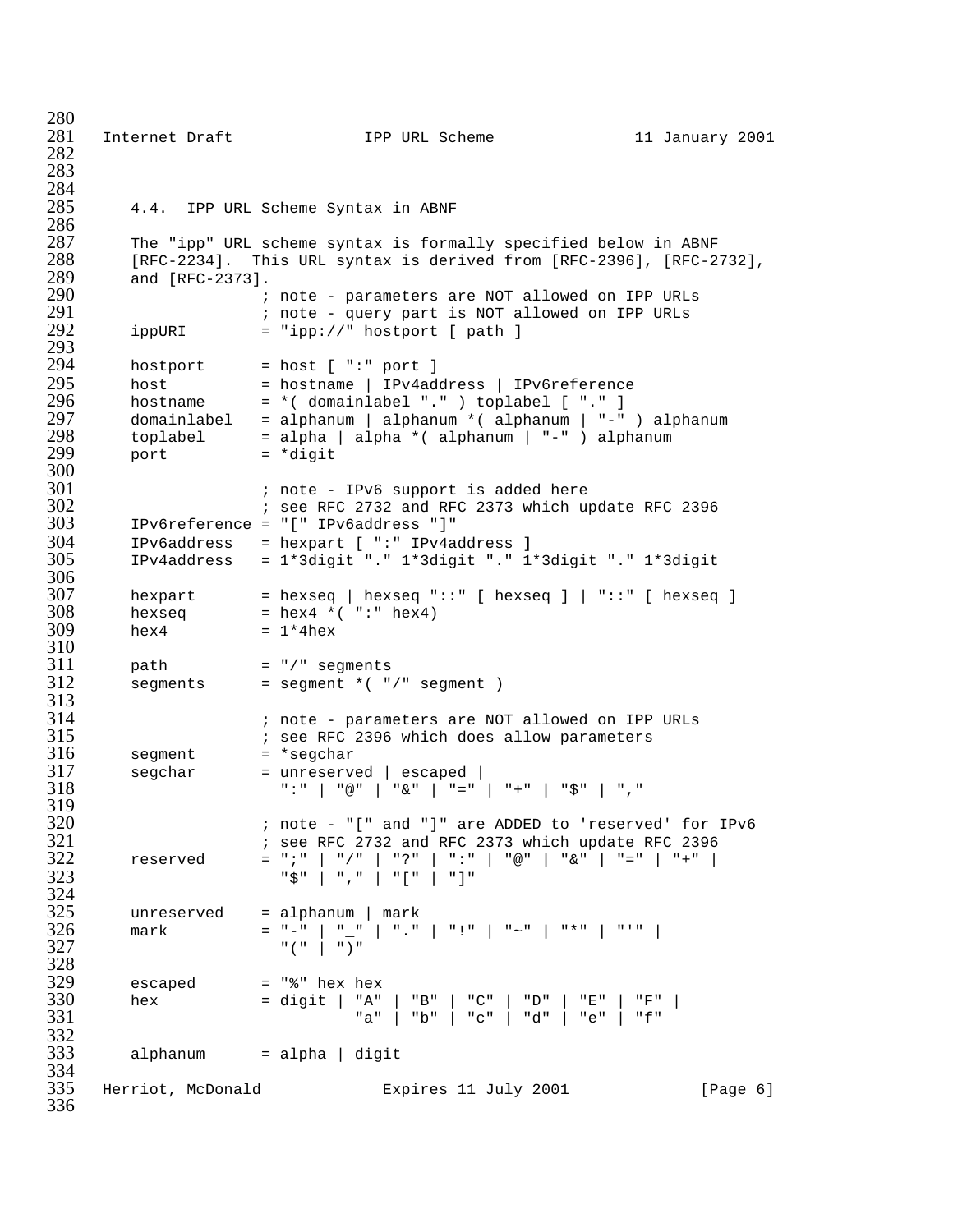### 4.4. IPP URL Scheme Syntax in ABNF

The "ipp" URL scheme syntax is formally specified below in ABNF [RFC-2234]. This URL syntax is derived from [RFC-2396], [RFC-2732], and [RFC-2373].

```
               ; note - parameters are NOT allowed on IPP URLs
               ; note - query part is NOT allowed on IPP URLs
ippURI         = "ipp://" hostport [ path ]

hostport       = host [ ":" port ]
host           = hostname | IPv4address | IPv6reference
hostname       = *( domainlabel "." ) toplabel [ "." ]
domainlabel    = alphanum | alphanum *( alphanum | "-" ) alphanum
toplabel       = alpha | alpha *( alphanum | "-" ) alphanum
port           = *digit

               ; note - IPv6 support is added here
               ; see RFC 2732 and RFC 2373 which update RFC 2396
IPv6reference  = "[" IPv6address "]"
IPv6address    = hexpart [ ":" IPv4address ]
IPv4address    = 1*3digit "." 1*3digit "." 1*3digit "." 1*3digit

hexpart        = hexseq | hexseq "::" [ hexseq ] | "::" [ hexseq ]
hexseq         = hex4 *( ":" hex4)
hex4           = 1*4hex

path           = "/" segments
segments       = segment *( "/" segment )

               ; note - parameters are NOT allowed on IPP URLs
               ; see RFC 2396 which does allow parameters
segment        = *segchar
segchar        = unreserved | escaped |
                 ":" | "@" | "&" | "=" | "+" | "$" | ","

               ; note - "[" and "]" are ADDED to 'reserved' for IPv6
               ; see RFC 2732 and RFC 2373 which update RFC 2396
reserved       = ";" | "/" | "?" | ":" | "@" | "&" | "=" | "+" |
                 "$" | "," | "[" | "]"

unreserved     = alphanum | mark
mark           = "-" | "_" | "." | "!" | "~" | "*" | "'" |
                 "(" | ")"

escaped        = "%" hex hex
hex            = digit | "A" | "B" | "C" | "D" | "E" | "F" |
                         "a" | "b" | "c" | "d" | "e" | "f"

alphanum       = alpha | digit
```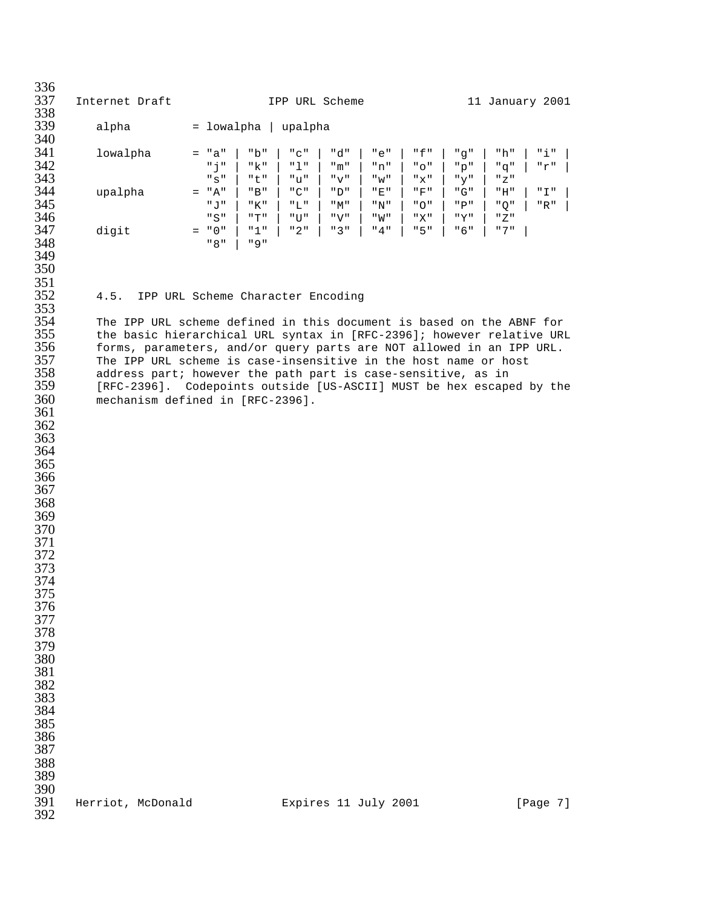```
alpha         = lowalpha | upalpha

lowalpha      = "a" | "b" | "c" | "d" | "e" | "f" | "g" | "h" | "i" |
                "j" | "k" | "l" | "m" | "n" | "o" | "p" | "q" | "r" |
                "s" | "t" | "u" | "v" | "w" | "x" | "y" | "z"
upalpha       = "A" | "B" | "C" | "D" | "E" | "F" | "G" | "H" | "I" |
                "J" | "K" | "L" | "M" | "N" | "O" | "P" | "Q" | "R" |
                "S" | "T" | "U" | "V" | "W" | "X" | "Y" | "Z"
digit         = "0" | "1" | "2" | "3" | "4" | "5" | "6" | "7" |
                "8" | "9"
```

### 4.5. IPP URL Scheme Character Encoding

The IPP URL scheme defined in this document is based on the ABNF for the basic hierarchical URL syntax in [RFC-2396]; however relative URL forms, parameters, and/or query parts are NOT allowed in an IPP URL. The IPP URL scheme is case-insensitive in the host name or host address part; however the path part is case-sensitive, as in [RFC-2396]. Codepoints outside [US-ASCII] MUST be hex escaped by the mechanism defined in [RFC-2396].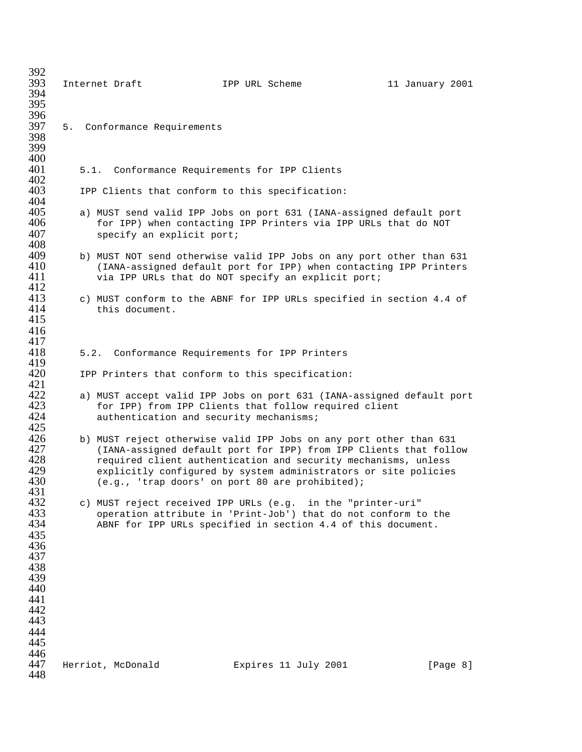## 5. Conformance Requirements

### 5.1. Conformance Requirements for IPP Clients

IPP Clients that conform to this specification:

a) MUST send valid IPP Jobs on port 631 (IANA-assigned default port for IPP) when contacting IPP Printers via IPP URLs that do NOT specify an explicit port;

b) MUST NOT send otherwise valid IPP Jobs on any port other than 631 (IANA-assigned default port for IPP) when contacting IPP Printers via IPP URLs that do NOT specify an explicit port;

c) MUST conform to the ABNF for IPP URLs specified in section 4.4 of this document.

### 5.2. Conformance Requirements for IPP Printers

IPP Printers that conform to this specification:

a) MUST accept valid IPP Jobs on port 631 (IANA-assigned default port for IPP) from IPP Clients that follow required client authentication and security mechanisms;

b) MUST reject otherwise valid IPP Jobs on any port other than 631 (IANA-assigned default port for IPP) from IPP Clients that follow required client authentication and security mechanisms, unless explicitly configured by system administrators or site policies (e.g., 'trap doors' on port 80 are prohibited);

c) MUST reject received IPP URLs (e.g. in the "printer-uri" operation attribute in 'Print-Job') that do not conform to the ABNF for IPP URLs specified in section 4.4 of this document.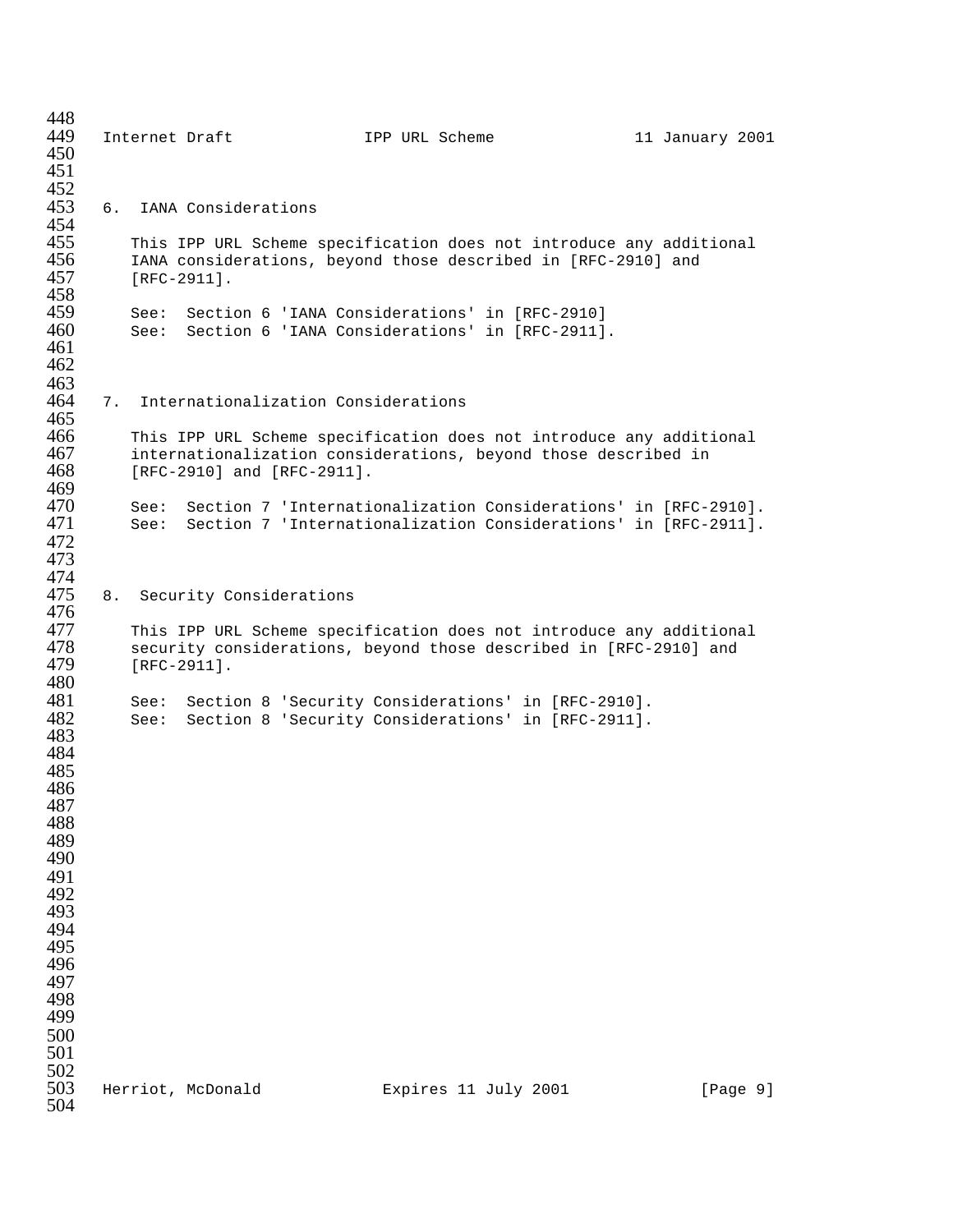## 6. IANA Considerations

This IPP URL Scheme specification does not introduce any additional IANA considerations, beyond those described in [RFC-2910] and [RFC-2911].

See: Section 6 'IANA Considerations' in [RFC-2910]
See: Section 6 'IANA Considerations' in [RFC-2911].

## 7. Internationalization Considerations

This IPP URL Scheme specification does not introduce any additional internationalization considerations, beyond those described in [RFC-2910] and [RFC-2911].

See: Section 7 'Internationalization Considerations' in [RFC-2910].
See: Section 7 'Internationalization Considerations' in [RFC-2911].

## 8. Security Considerations

This IPP URL Scheme specification does not introduce any additional security considerations, beyond those described in [RFC-2910] and [RFC-2911].

See: Section 8 'Security Considerations' in [RFC-2910].
See: Section 8 'Security Considerations' in [RFC-2911].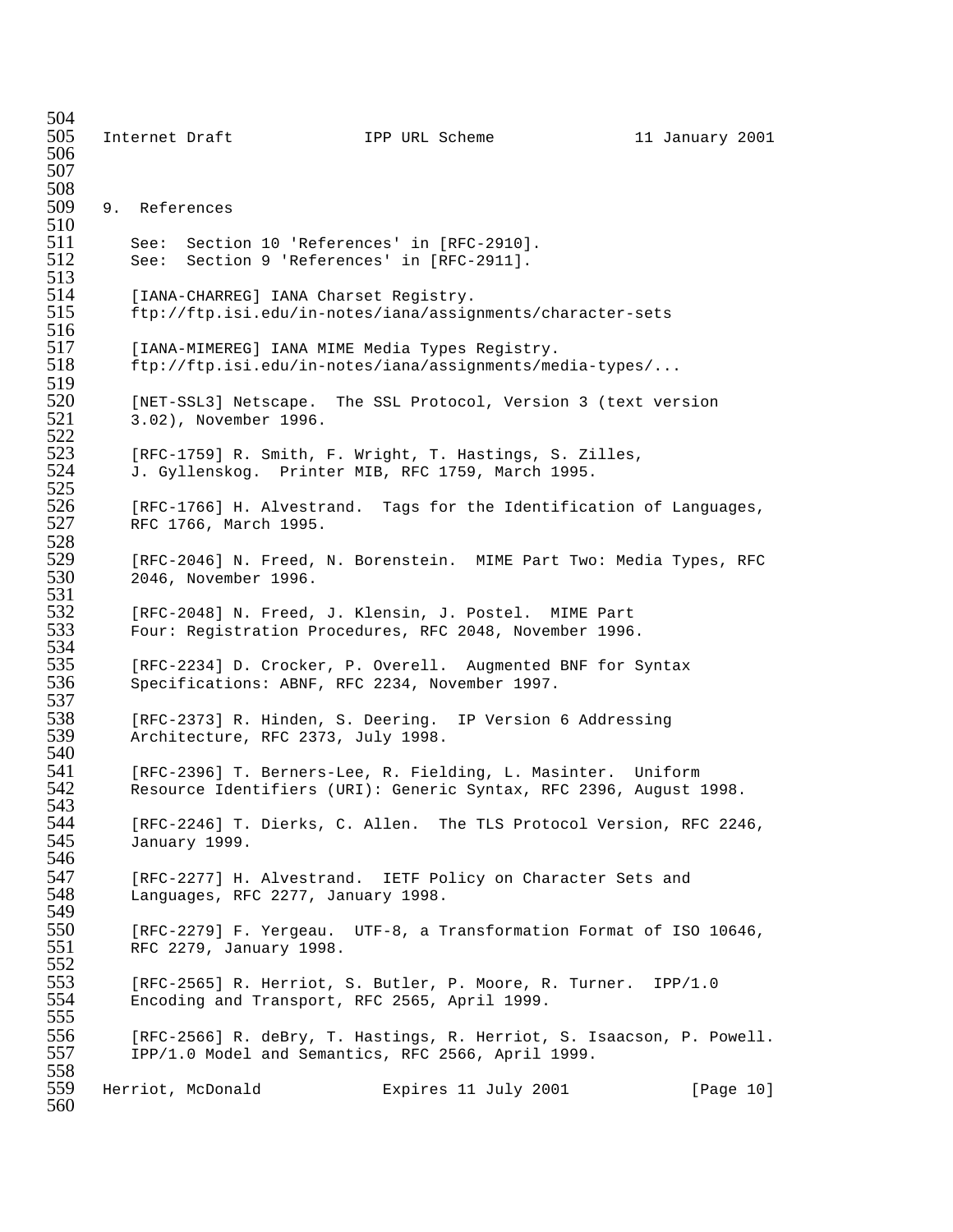# 9. References

See: Section 10 'References' in [RFC-2910].
See: Section 9 'References' in [RFC-2911].

[IANA-CHARREG] IANA Charset Registry.
ftp://ftp.isi.edu/in-notes/iana/assignments/character-sets

[IANA-MIMEREG] IANA MIME Media Types Registry.
ftp://ftp.isi.edu/in-notes/iana/assignments/media-types/...

[NET-SSL3] Netscape. The SSL Protocol, Version 3 (text version 3.02), November 1996.

[RFC-1759] R. Smith, F. Wright, T. Hastings, S. Zilles, J. Gyllenskog. Printer MIB, RFC 1759, March 1995.

[RFC-1766] H. Alvestrand. Tags for the Identification of Languages, RFC 1766, March 1995.

[RFC-2046] N. Freed, N. Borenstein. MIME Part Two: Media Types, RFC 2046, November 1996.

[RFC-2048] N. Freed, J. Klensin, J. Postel. MIME Part Four: Registration Procedures, RFC 2048, November 1996.

[RFC-2234] D. Crocker, P. Overell. Augmented BNF for Syntax Specifications: ABNF, RFC 2234, November 1997.

[RFC-2373] R. Hinden, S. Deering. IP Version 6 Addressing Architecture, RFC 2373, July 1998.

[RFC-2396] T. Berners-Lee, R. Fielding, L. Masinter. Uniform Resource Identifiers (URI): Generic Syntax, RFC 2396, August 1998.

[RFC-2246] T. Dierks, C. Allen. The TLS Protocol Version, RFC 2246, January 1999.

[RFC-2277] H. Alvestrand. IETF Policy on Character Sets and Languages, RFC 2277, January 1998.

[RFC-2279] F. Yergeau. UTF-8, a Transformation Format of ISO 10646, RFC 2279, January 1998.

[RFC-2565] R. Herriot, S. Butler, P. Moore, R. Turner. IPP/1.0 Encoding and Transport, RFC 2565, April 1999.

[RFC-2566] R. deBry, T. Hastings, R. Herriot, S. Isaacson, P. Powell. IPP/1.0 Model and Semantics, RFC 2566, April 1999.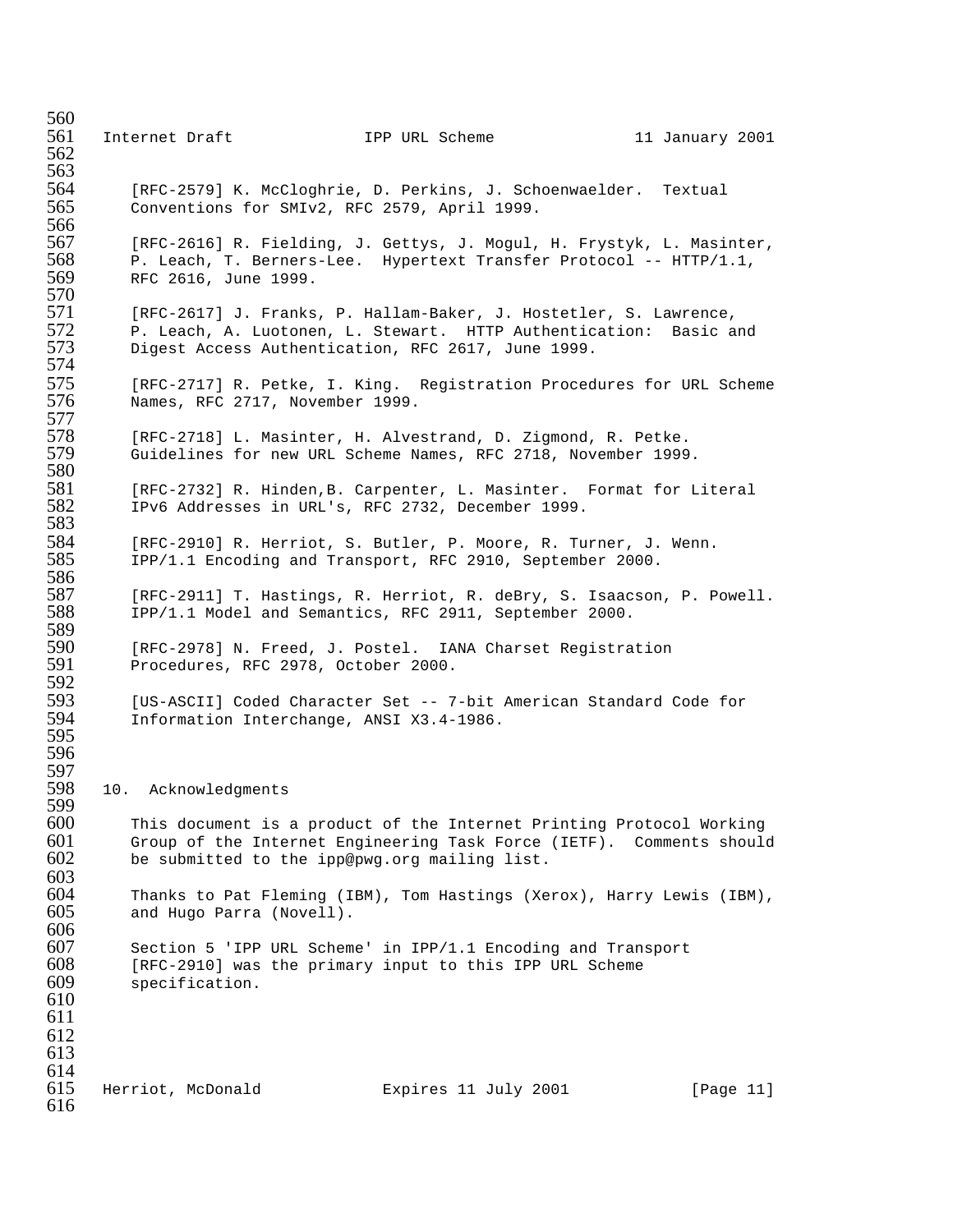[RFC-2579] K. McCloghrie, D. Perkins, J. Schoenwaelder. Textual Conventions for SMIv2, RFC 2579, April 1999.

[RFC-2616] R. Fielding, J. Gettys, J. Mogul, H. Frystyk, L. Masinter, P. Leach, T. Berners-Lee. Hypertext Transfer Protocol -- HTTP/1.1, RFC 2616, June 1999.

[RFC-2617] J. Franks, P. Hallam-Baker, J. Hostetler, S. Lawrence, P. Leach, A. Luotonen, L. Stewart. HTTP Authentication: Basic and Digest Access Authentication, RFC 2617, June 1999.

[RFC-2717] R. Petke, I. King. Registration Procedures for URL Scheme Names, RFC 2717, November 1999.

[RFC-2718] L. Masinter, H. Alvestrand, D. Zigmond, R. Petke. Guidelines for new URL Scheme Names, RFC 2718, November 1999.

[RFC-2732] R. Hinden,B. Carpenter, L. Masinter. Format for Literal IPv6 Addresses in URL's, RFC 2732, December 1999.

[RFC-2910] R. Herriot, S. Butler, P. Moore, R. Turner, J. Wenn. IPP/1.1 Encoding and Transport, RFC 2910, September 2000.

[RFC-2911] T. Hastings, R. Herriot, R. deBry, S. Isaacson, P. Powell. IPP/1.1 Model and Semantics, RFC 2911, September 2000.

[RFC-2978] N. Freed, J. Postel. IANA Charset Registration Procedures, RFC 2978, October 2000.

[US-ASCII] Coded Character Set -- 7-bit American Standard Code for Information Interchange, ANSI X3.4-1986.

## 10. Acknowledgments

This document is a product of the Internet Printing Protocol Working Group of the Internet Engineering Task Force (IETF). Comments should be submitted to the ipp@pwg.org mailing list.

Thanks to Pat Fleming (IBM), Tom Hastings (Xerox), Harry Lewis (IBM), and Hugo Parra (Novell).

Section 5 'IPP URL Scheme' in IPP/1.1 Encoding and Transport [RFC-2910] was the primary input to this IPP URL Scheme specification.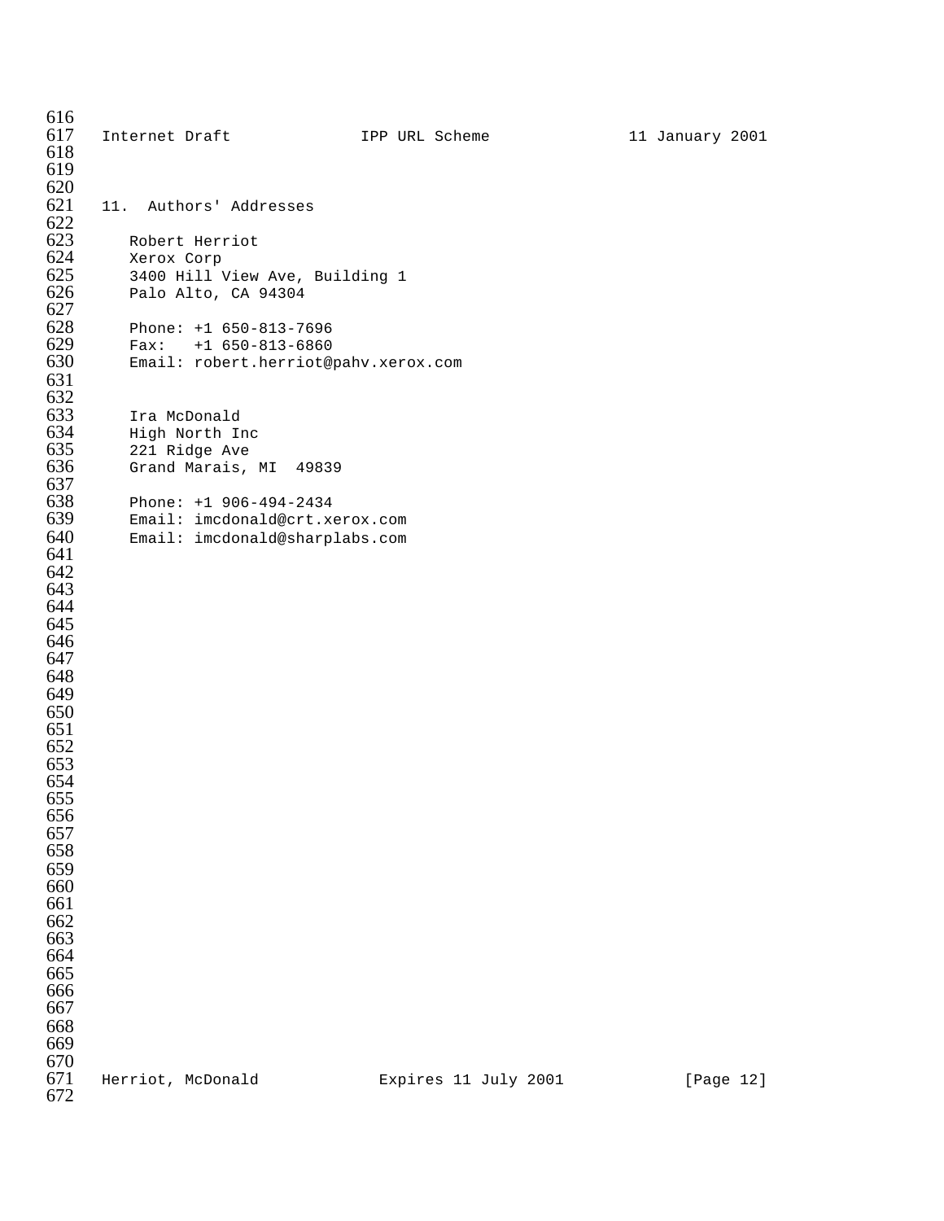## 11. Authors' Addresses

Robert Herriot
Xerox Corp
3400 Hill View Ave, Building 1
Palo Alto, CA 94304

Phone: +1 650-813-7696
Fax: +1 650-813-6860
Email: robert.herriot@pahv.xerox.com

Ira McDonald
High North Inc
221 Ridge Ave
Grand Marais, MI 49839

Phone: +1 906-494-2434
Email: imcdonald@crt.xerox.com
Email: imcdonald@sharplabs.com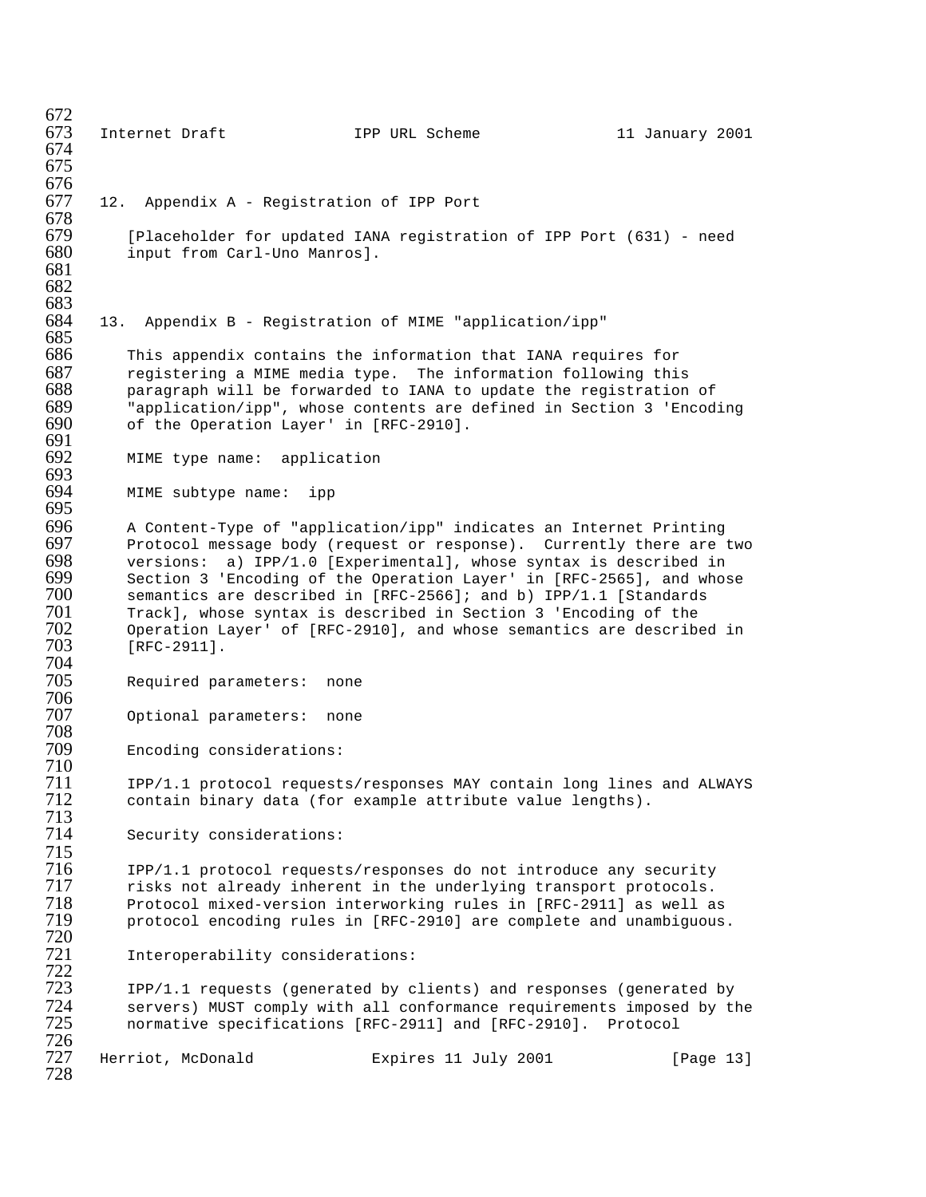## 12. Appendix A - Registration of IPP Port

[Placeholder for updated IANA registration of IPP Port (631) - need input from Carl-Uno Manros].

## 13. Appendix B - Registration of MIME "application/ipp"

This appendix contains the information that IANA requires for registering a MIME media type. The information following this paragraph will be forwarded to IANA to update the registration of "application/ipp", whose contents are defined in Section 3 'Encoding of the Operation Layer' in [RFC-2910].

MIME type name: application

MIME subtype name: ipp

A Content-Type of "application/ipp" indicates an Internet Printing Protocol message body (request or response). Currently there are two versions: a) IPP/1.0 [Experimental], whose syntax is described in Section 3 'Encoding of the Operation Layer' in [RFC-2565], and whose semantics are described in [RFC-2566]; and b) IPP/1.1 [Standards Track], whose syntax is described in Section 3 'Encoding of the Operation Layer' of [RFC-2910], and whose semantics are described in [RFC-2911].

Required parameters: none

Optional parameters: none

Encoding considerations:

IPP/1.1 protocol requests/responses MAY contain long lines and ALWAYS contain binary data (for example attribute value lengths).

Security considerations:

IPP/1.1 protocol requests/responses do not introduce any security risks not already inherent in the underlying transport protocols. Protocol mixed-version interworking rules in [RFC-2911] as well as protocol encoding rules in [RFC-2910] are complete and unambiguous.

Interoperability considerations:

IPP/1.1 requests (generated by clients) and responses (generated by servers) MUST comply with all conformance requirements imposed by the normative specifications [RFC-2911] and [RFC-2910]. Protocol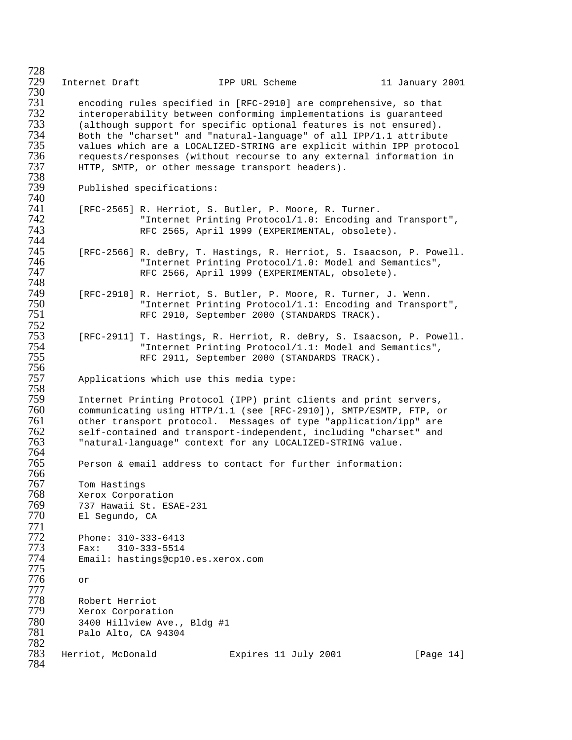encoding rules specified in [RFC-2910] are comprehensive, so that interoperability between conforming implementations is guaranteed (although support for specific optional features is not ensured). Both the "charset" and "natural-language" of all IPP/1.1 attribute values which are a LOCALIZED-STRING are explicit within IPP protocol requests/responses (without recourse to any external information in HTTP, SMTP, or other message transport headers).

Published specifications:

[RFC-2565] R. Herriot, S. Butler, P. Moore, R. Turner. "Internet Printing Protocol/1.0: Encoding and Transport", RFC 2565, April 1999 (EXPERIMENTAL, obsolete).

[RFC-2566] R. deBry, T. Hastings, R. Herriot, S. Isaacson, P. Powell. "Internet Printing Protocol/1.0: Model and Semantics", RFC 2566, April 1999 (EXPERIMENTAL, obsolete).

[RFC-2910] R. Herriot, S. Butler, P. Moore, R. Turner, J. Wenn. "Internet Printing Protocol/1.1: Encoding and Transport", RFC 2910, September 2000 (STANDARDS TRACK).

[RFC-2911] T. Hastings, R. Herriot, R. deBry, S. Isaacson, P. Powell. "Internet Printing Protocol/1.1: Model and Semantics", RFC 2911, September 2000 (STANDARDS TRACK).

Applications which use this media type:

Internet Printing Protocol (IPP) print clients and print servers, communicating using HTTP/1.1 (see [RFC-2910]), SMTP/ESMTP, FTP, or other transport protocol. Messages of type "application/ipp" are self-contained and transport-independent, including "charset" and "natural-language" context for any LOCALIZED-STRING value.

Person & email address to contact for further information:

Tom Hastings
Xerox Corporation
737 Hawaii St. ESAE-231
El Segundo, CA

Phone: 310-333-6413
Fax: 310-333-5514
Email: hastings@cp10.es.xerox.com

or

Robert Herriot
Xerox Corporation
3400 Hillview Ave., Bldg #1
Palo Alto, CA 94304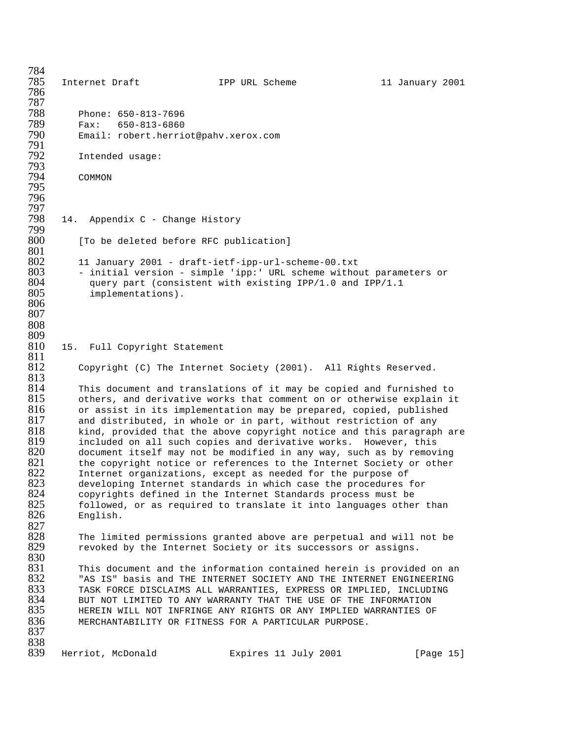Phone: 650-813-7696
Fax: 650-813-6860
Email: robert.herriot@pahv.xerox.com

Intended usage:

COMMON

## 14. Appendix C - Change History

[To be deleted before RFC publication]

11 January 2001 - draft-ietf-ipp-url-scheme-00.txt
- initial version - simple 'ipp:' URL scheme without parameters or query part (consistent with existing IPP/1.0 and IPP/1.1 implementations).

## 15. Full Copyright Statement

Copyright (C) The Internet Society (2001). All Rights Reserved.

This document and translations of it may be copied and furnished to others, and derivative works that comment on or otherwise explain it or assist in its implementation may be prepared, copied, published and distributed, in whole or in part, without restriction of any kind, provided that the above copyright notice and this paragraph are included on all such copies and derivative works. However, this document itself may not be modified in any way, such as by removing the copyright notice or references to the Internet Society or other Internet organizations, except as needed for the purpose of developing Internet standards in which case the procedures for copyrights defined in the Internet Standards process must be followed, or as required to translate it into languages other than English.

The limited permissions granted above are perpetual and will not be revoked by the Internet Society or its successors or assigns.

This document and the information contained herein is provided on an "AS IS" basis and THE INTERNET SOCIETY AND THE INTERNET ENGINEERING TASK FORCE DISCLAIMS ALL WARRANTIES, EXPRESS OR IMPLIED, INCLUDING BUT NOT LIMITED TO ANY WARRANTY THAT THE USE OF THE INFORMATION HEREIN WILL NOT INFRINGE ANY RIGHTS OR ANY IMPLIED WARRANTIES OF MERCHANTABILITY OR FITNESS FOR A PARTICULAR PURPOSE.